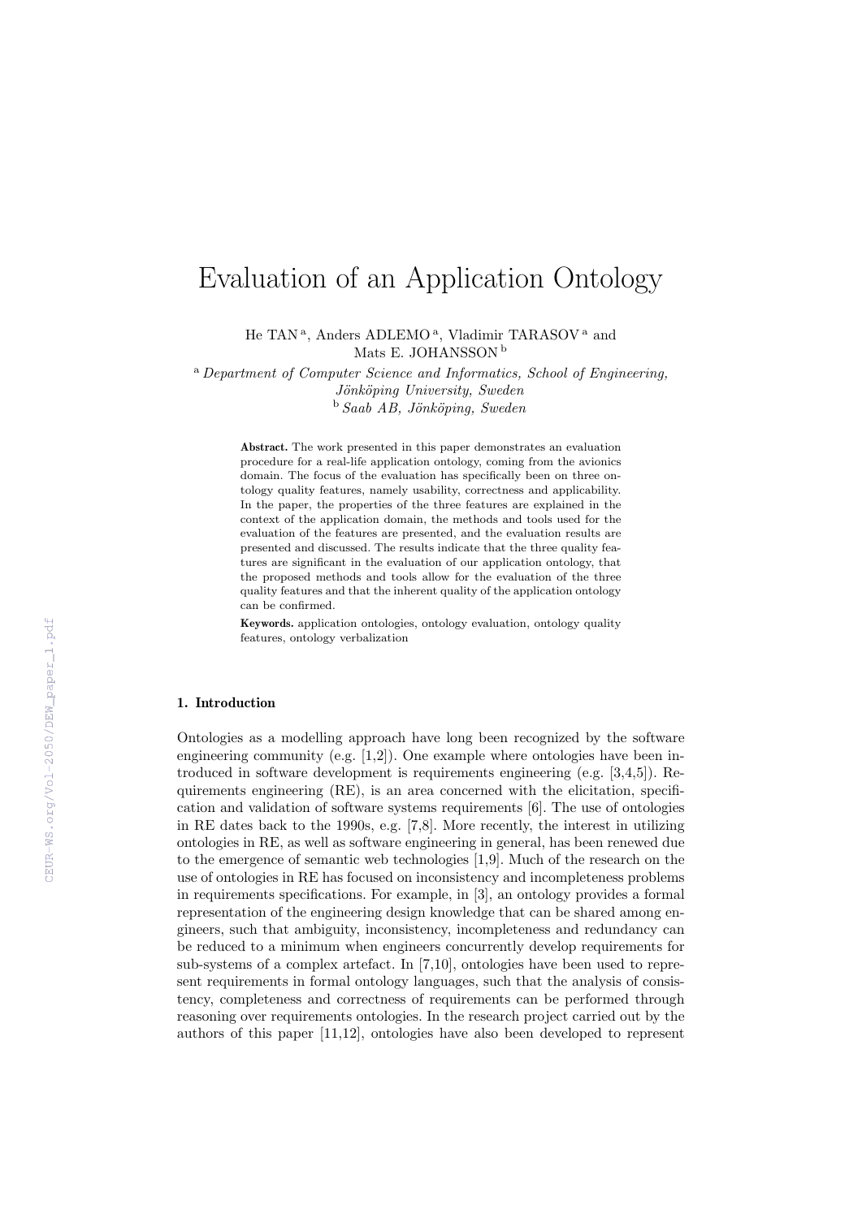# Evaluation of an Application Ontology

He TAN [a], Anders ADLEMO [a], Vladimir TARASOV [a] and Mats E. JOHANSSON [b]

[a] *Department of Computer Science and Informatics, School of Engineering, Jönköping University, Sweden*

[b] *Saab AB, Jönköping, Sweden*

**Abstract.** The work presented in this paper demonstrates an evaluation procedure for a real-life application ontology, coming from the avionics domain. The focus of the evaluation has specifically been on three ontology quality features, namely usability, correctness and applicability. In the paper, the properties of the three features are explained in the context of the application domain, the methods and tools used for the evaluation of the features are presented, and the evaluation results are presented and discussed. The results indicate that the three quality features are significant in the evaluation of our application ontology, that the proposed methods and tools allow for the evaluation of the three quality features and that the inherent quality of the application ontology can be confirmed.

**Keywords.** application ontologies, ontology evaluation, ontology quality features, ontology verbalization

## 1. Introduction

Ontologies as a modelling approach have long been recognized by the software engineering community (e.g. [1,2]). One example where ontologies have been introduced in software development is requirements engineering (e.g. [3,4,5]). Requirements engineering (RE), is an area concerned with the elicitation, specification and validation of software systems requirements [6]. The use of ontologies in RE dates back to the 1990s, e.g. [7,8]. More recently, the interest in utilizing ontologies in RE, as well as software engineering in general, has been renewed due to the emergence of semantic web technologies [1,9]. Much of the research on the use of ontologies in RE has focused on inconsistency and incompleteness problems in requirements specifications. For example, in [3], an ontology provides a formal representation of the engineering design knowledge that can be shared among engineers, such that ambiguity, inconsistency, incompleteness and redundancy can be reduced to a minimum when engineers concurrently develop requirements for sub-systems of a complex artefact. In [7,10], ontologies have been used to represent requirements in formal ontology languages, such that the analysis of consistency, completeness and correctness of requirements can be performed through reasoning over requirements ontologies. In the research project carried out by the authors of this paper [11,12], ontologies have also been developed to represent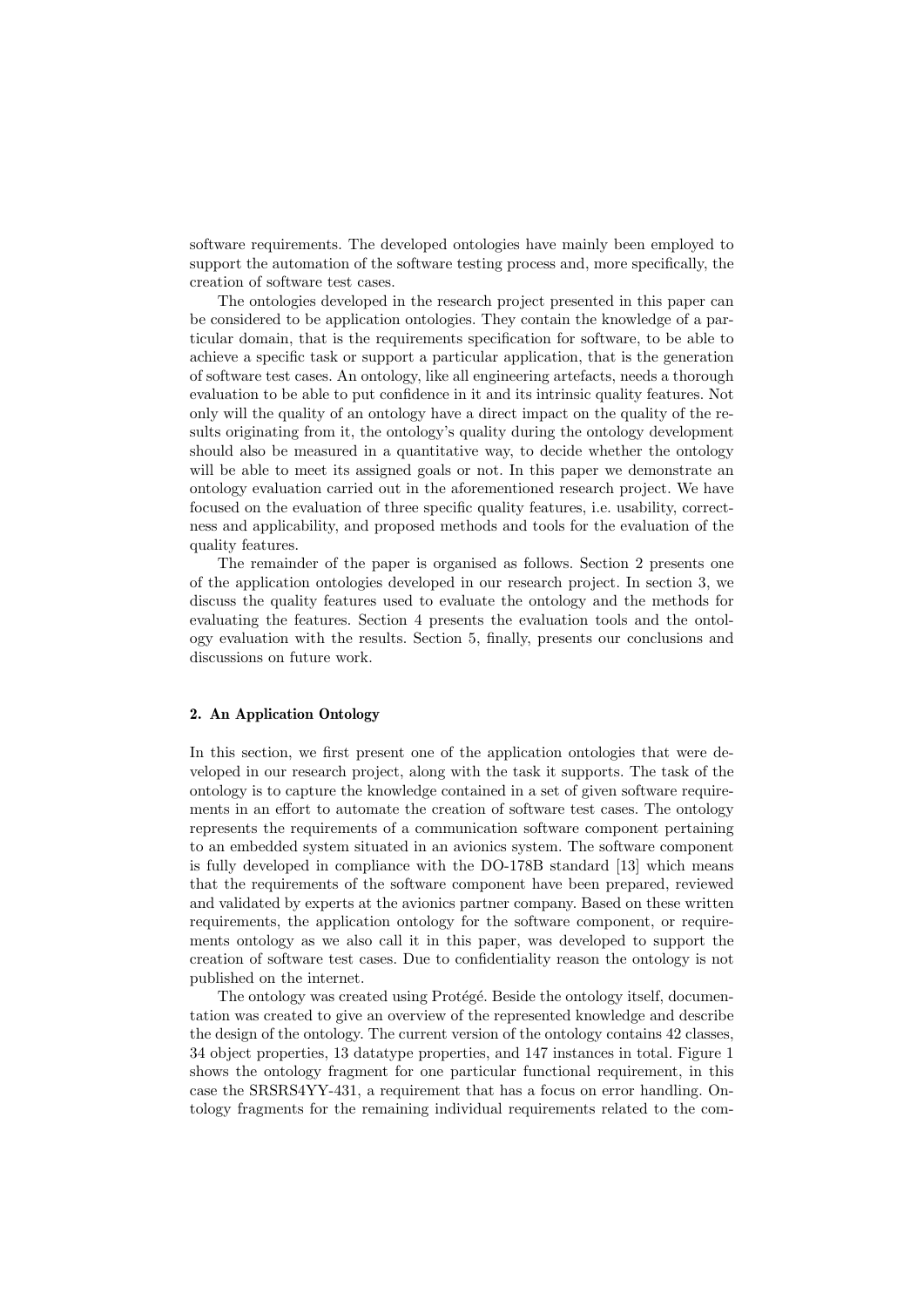software requirements. The developed ontologies have mainly been employed to support the automation of the software testing process and, more specifically, the creation of software test cases.

The ontologies developed in the research project presented in this paper can be considered to be application ontologies. They contain the knowledge of a particular domain, that is the requirements specification for software, to be able to achieve a specific task or support a particular application, that is the generation of software test cases. An ontology, like all engineering artefacts, needs a thorough evaluation to be able to put confidence in it and its intrinsic quality features. Not only will the quality of an ontology have a direct impact on the quality of the results originating from it, the ontology's quality during the ontology development should also be measured in a quantitative way, to decide whether the ontology will be able to meet its assigned goals or not. In this paper we demonstrate an ontology evaluation carried out in the aforementioned research project. We have focused on the evaluation of three specific quality features, i.e. usability, correctness and applicability, and proposed methods and tools for the evaluation of the quality features.

The remainder of the paper is organised as follows. Section 2 presents one of the application ontologies developed in our research project. In section 3, we discuss the quality features used to evaluate the ontology and the methods for evaluating the features. Section 4 presents the evaluation tools and the ontology evaluation with the results. Section 5, finally, presents our conclusions and discussions on future work.

## 2. An Application Ontology

In this section, we first present one of the application ontologies that were developed in our research project, along with the task it supports. The task of the ontology is to capture the knowledge contained in a set of given software requirements in an effort to automate the creation of software test cases. The ontology represents the requirements of a communication software component pertaining to an embedded system situated in an avionics system. The software component is fully developed in compliance with the DO-178B standard [13] which means that the requirements of the software component have been prepared, reviewed and validated by experts at the avionics partner company. Based on these written requirements, the application ontology for the software component, or requirements ontology as we also call it in this paper, was developed to support the creation of software test cases. Due to confidentiality reason the ontology is not published on the internet.

The ontology was created using Protégé. Beside the ontology itself, documentation was created to give an overview of the represented knowledge and describe the design of the ontology. The current version of the ontology contains 42 classes, 34 object properties, 13 datatype properties, and 147 instances in total. Figure 1 shows the ontology fragment for one particular functional requirement, in this case the SRSRS4YY-431, a requirement that has a focus on error handling. Ontology fragments for the remaining individual requirements related to the com-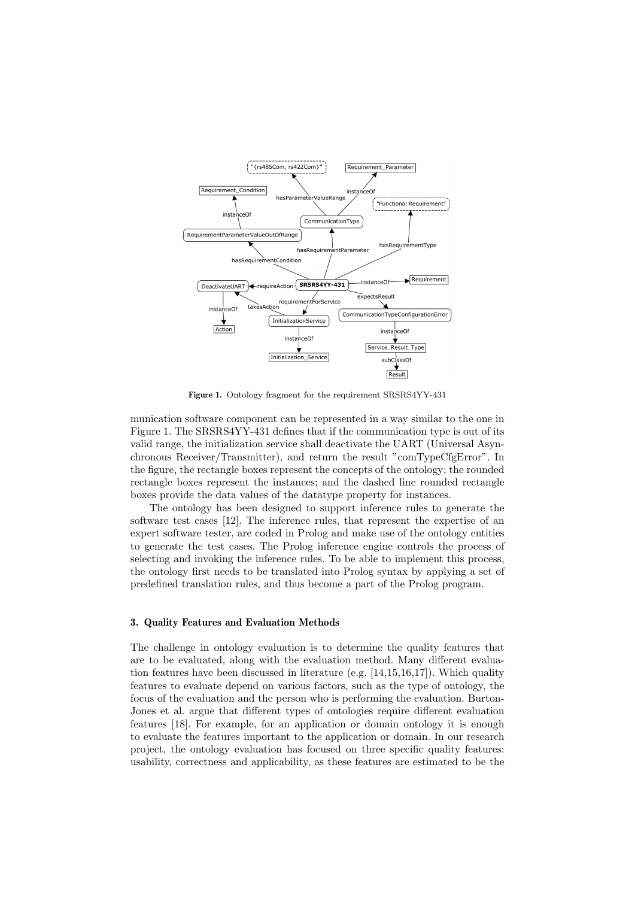Figure 1. Ontology fragment for the requirement SRSRS4YY-431

munication software component can be represented in a way similar to the one in Figure 1. The SRSRS4YY-431 defines that if the communication type is out of its valid range, the initialization service shall deactivate the UART (Universal Asynchronous Receiver/Transmitter), and return the result "comTypeCfgError". In the figure, the rectangle boxes represent the concepts of the ontology; the rounded rectangle boxes represent the instances; and the dashed line rounded rectangle boxes provide the data values of the datatype property for instances.

The ontology has been designed to support inference rules to generate the software test cases [12]. The inference rules, that represent the expertise of an expert software tester, are coded in Prolog and make use of the ontology entities to generate the test cases. The Prolog inference engine controls the process of selecting and invoking the inference rules. To be able to implement this process, the ontology first needs to be translated into Prolog syntax by applying a set of predefined translation rules, and thus become a part of the Prolog program.

## 3. Quality Features and Evaluation Methods

The challenge in ontology evaluation is to determine the quality features that are to be evaluated, along with the evaluation method. Many different evaluation features have been discussed in literature (e.g. [14,15,16,17]). Which quality features to evaluate depend on various factors, such as the type of ontology, the focus of the evaluation and the person who is performing the evaluation. Burton-Jones et al. argue that different types of ontologies require different evaluation features [18]. For example, for an application or domain ontology it is enough to evaluate the features important to the application or domain. In our research project, the ontology evaluation has focused on three specific quality features: usability, correctness and applicability, as these features are estimated to be the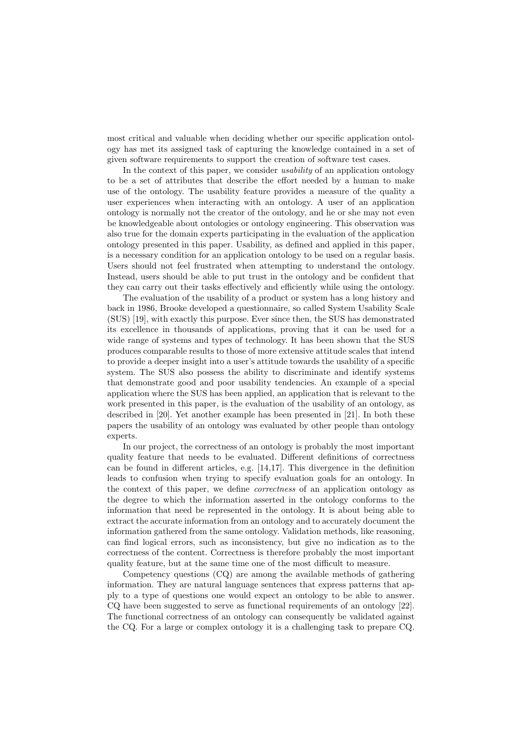most critical and valuable when deciding whether our specific application ontology has met its assigned task of capturing the knowledge contained in a set of given software requirements to support the creation of software test cases.

In the context of this paper, we consider *usability* of an application ontology to be a set of attributes that describe the effort needed by a human to make use of the ontology. The usability feature provides a measure of the quality a user experiences when interacting with an ontology. A user of an application ontology is normally not the creator of the ontology, and he or she may not even be knowledgeable about ontologies or ontology engineering. This observation was also true for the domain experts participating in the evaluation of the application ontology presented in this paper. Usability, as defined and applied in this paper, is a necessary condition for an application ontology to be used on a regular basis. Users should not feel frustrated when attempting to understand the ontology. Instead, users should be able to put trust in the ontology and be confident that they can carry out their tasks effectively and efficiently while using the ontology.

The evaluation of the usability of a product or system has a long history and back in 1986, Brooke developed a questionnaire, so called System Usability Scale (SUS) [19], with exactly this purpose. Ever since then, the SUS has demonstrated its excellence in thousands of applications, proving that it can be used for a wide range of systems and types of technology. It has been shown that the SUS produces comparable results to those of more extensive attitude scales that intend to provide a deeper insight into a user's attitude towards the usability of a specific system. The SUS also possess the ability to discriminate and identify systems that demonstrate good and poor usability tendencies. An example of a special application where the SUS has been applied, an application that is relevant to the work presented in this paper, is the evaluation of the usability of an ontology, as described in [20]. Yet another example has been presented in [21]. In both these papers the usability of an ontology was evaluated by other people than ontology experts.

In our project, the correctness of an ontology is probably the most important quality feature that needs to be evaluated. Different definitions of correctness can be found in different articles, e.g. [14,17]. This divergence in the definition leads to confusion when trying to specify evaluation goals for an ontology. In the context of this paper, we define *correctness* of an application ontology as the degree to which the information asserted in the ontology conforms to the information that need be represented in the ontology. It is about being able to extract the accurate information from an ontology and to accurately document the information gathered from the same ontology. Validation methods, like reasoning, can find logical errors, such as inconsistency, but give no indication as to the correctness of the content. Correctness is therefore probably the most important quality feature, but at the same time one of the most difficult to measure.

Competency questions (CQ) are among the available methods of gathering information. They are natural language sentences that express patterns that apply to a type of questions one would expect an ontology to be able to answer. CQ have been suggested to serve as functional requirements of an ontology [22]. The functional correctness of an ontology can consequently be validated against the CQ. For a large or complex ontology it is a challenging task to prepare CQ.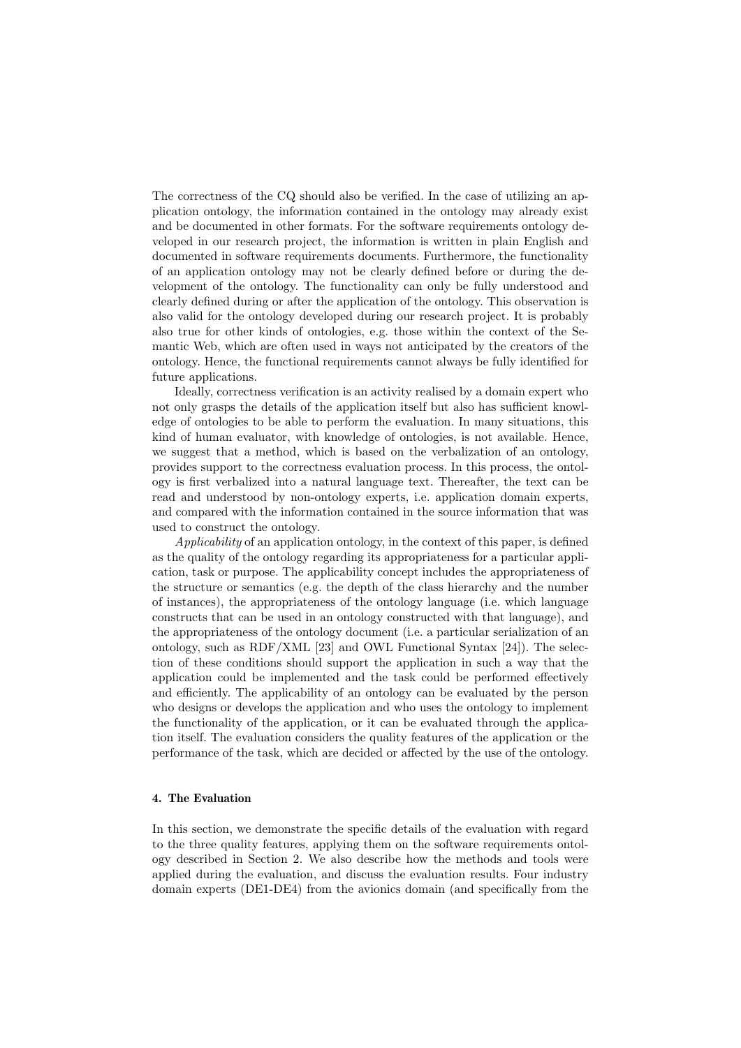The correctness of the CQ should also be verified. In the case of utilizing an application ontology, the information contained in the ontology may already exist and be documented in other formats. For the software requirements ontology developed in our research project, the information is written in plain English and documented in software requirements documents. Furthermore, the functionality of an application ontology may not be clearly defined before or during the development of the ontology. The functionality can only be fully understood and clearly defined during or after the application of the ontology. This observation is also valid for the ontology developed during our research project. It is probably also true for other kinds of ontologies, e.g. those within the context of the Semantic Web, which are often used in ways not anticipated by the creators of the ontology. Hence, the functional requirements cannot always be fully identified for future applications.

Ideally, correctness verification is an activity realised by a domain expert who not only grasps the details of the application itself but also has sufficient knowledge of ontologies to be able to perform the evaluation. In many situations, this kind of human evaluator, with knowledge of ontologies, is not available. Hence, we suggest that a method, which is based on the verbalization of an ontology, provides support to the correctness evaluation process. In this process, the ontology is first verbalized into a natural language text. Thereafter, the text can be read and understood by non-ontology experts, i.e. application domain experts, and compared with the information contained in the source information that was used to construct the ontology.

*Applicability* of an application ontology, in the context of this paper, is defined as the quality of the ontology regarding its appropriateness for a particular application, task or purpose. The applicability concept includes the appropriateness of the structure or semantics (e.g. the depth of the class hierarchy and the number of instances), the appropriateness of the ontology language (i.e. which language constructs that can be used in an ontology constructed with that language), and the appropriateness of the ontology document (i.e. a particular serialization of an ontology, such as RDF/XML [23] and OWL Functional Syntax [24]). The selection of these conditions should support the application in such a way that the application could be implemented and the task could be performed effectively and efficiently. The applicability of an ontology can be evaluated by the person who designs or develops the application and who uses the ontology to implement the functionality of the application, or it can be evaluated through the application itself. The evaluation considers the quality features of the application or the performance of the task, which are decided or affected by the use of the ontology.

## 4. The Evaluation

In this section, we demonstrate the specific details of the evaluation with regard to the three quality features, applying them on the software requirements ontology described in Section 2. We also describe how the methods and tools were applied during the evaluation, and discuss the evaluation results. Four industry domain experts (DE1-DE4) from the avionics domain (and specifically from the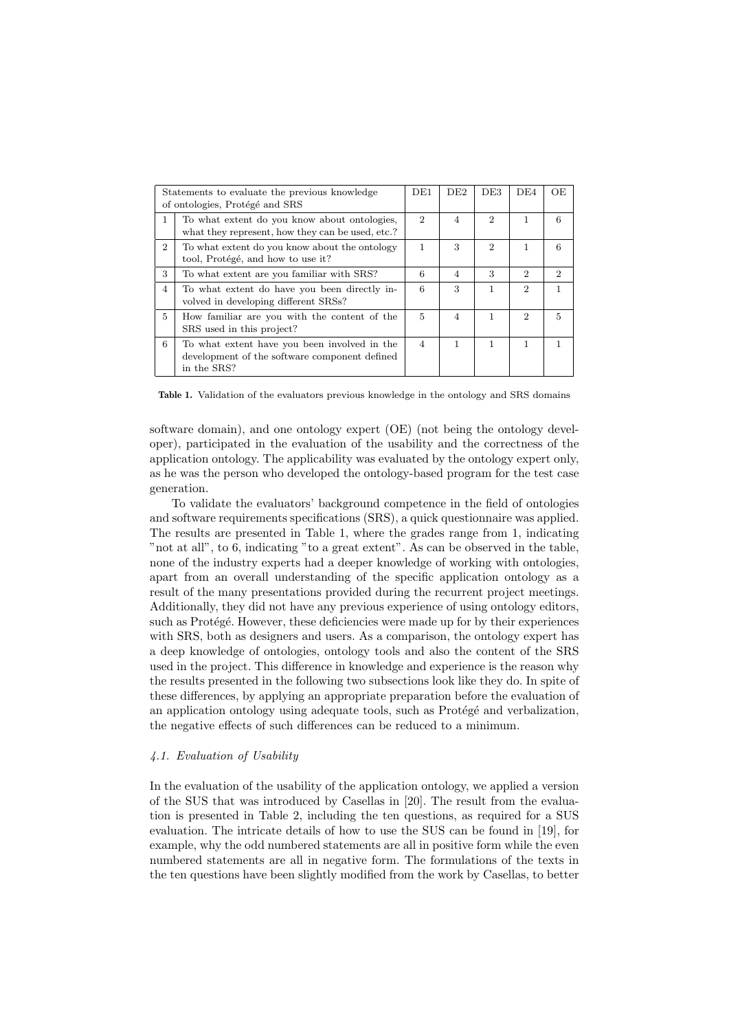| Statements to evaluate the previous knowledge of ontologies, Protégé and SRS | | DE1 | DE2 | DE3 | DE4 | OE |
|---|---|---|---|---|---|---|
| 1 | To what extent do you know about ontologies, what they represent, how they can be used, etc.? | 2 | 4 | 2 | 1 | 6 |
| 2 | To what extent do you know about the ontology tool, Protégé, and how to use it? | 1 | 3 | 2 | 1 | 6 |
| 3 | To what extent are you familiar with SRS? | 6 | 4 | 3 | 2 | 2 |
| 4 | To what extent do have you been directly involved in developing different SRSs? | 6 | 3 | 1 | 2 | 1 |
| 5 | How familiar are you with the content of the SRS used in this project? | 5 | 4 | 1 | 2 | 5 |
| 6 | To what extent have you been involved in the development of the software component defined in the SRS? | 4 | 1 | 1 | 1 | 1 |

**Table 1.** Validation of the evaluators previous knowledge in the ontology and SRS domains

software domain), and one ontology expert (OE) (not being the ontology developer), participated in the evaluation of the usability and the correctness of the application ontology. The applicability was evaluated by the ontology expert only, as he was the person who developed the ontology-based program for the test case generation.

To validate the evaluators' background competence in the field of ontologies and software requirements specifications (SRS), a quick questionnaire was applied. The results are presented in Table 1, where the grades range from 1, indicating "not at all", to 6, indicating "to a great extent". As can be observed in the table, none of the industry experts had a deeper knowledge of working with ontologies, apart from an overall understanding of the specific application ontology as a result of the many presentations provided during the recurrent project meetings. Additionally, they did not have any previous experience of using ontology editors, such as Protégé. However, these deficiencies were made up for by their experiences with SRS, both as designers and users. As a comparison, the ontology expert has a deep knowledge of ontologies, ontology tools and also the content of the SRS used in the project. This difference in knowledge and experience is the reason why the results presented in the following two subsections look like they do. In spite of these differences, by applying an appropriate preparation before the evaluation of an application ontology using adequate tools, such as Protégé and verbalization, the negative effects of such differences can be reduced to a minimum.

### *4.1. Evaluation of Usability*

In the evaluation of the usability of the application ontology, we applied a version of the SUS that was introduced by Casellas in [20]. The result from the evaluation is presented in Table 2, including the ten questions, as required for a SUS evaluation. The intricate details of how to use the SUS can be found in [19], for example, why the odd numbered statements are all in positive form while the even numbered statements are all in negative form. The formulations of the texts in the ten questions have been slightly modified from the work by Casellas, to better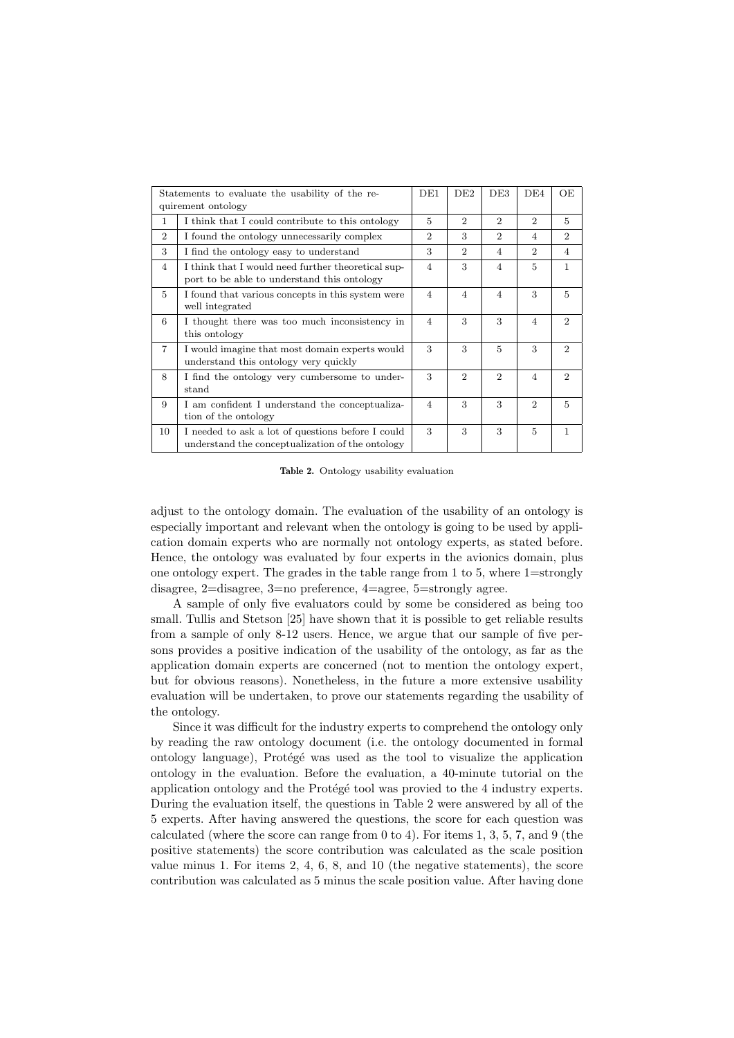| Statements to evaluate the usability of the requirement ontology | | DE1 | DE2 | DE3 | DE4 | OE |
|---|---|---|---|---|---|---|
| 1 | I think that I could contribute to this ontology | 5 | 2 | 2 | 2 | 5 |
| 2 | I found the ontology unnecessarily complex | 2 | 3 | 2 | 4 | 2 |
| 3 | I find the ontology easy to understand | 3 | 2 | 4 | 2 | 4 |
| 4 | I think that I would need further theoretical support to be able to understand this ontology | 4 | 3 | 4 | 5 | 1 |
| 5 | I found that various concepts in this system were well integrated | 4 | 4 | 4 | 3 | 5 |
| 6 | I thought there was too much inconsistency in this ontology | 4 | 3 | 3 | 4 | 2 |
| 7 | I would imagine that most domain experts would understand this ontology very quickly | 3 | 3 | 5 | 3 | 2 |
| 8 | I find the ontology very cumbersome to understand | 3 | 2 | 2 | 4 | 2 |
| 9 | I am confident I understand the conceptualization of the ontology | 4 | 3 | 3 | 2 | 5 |
| 10 | I needed to ask a lot of questions before I could understand the conceptualization of the ontology | 3 | 3 | 3 | 5 | 1 |

**Table 2.** Ontology usability evaluation

adjust to the ontology domain. The evaluation of the usability of an ontology is especially important and relevant when the ontology is going to be used by application domain experts who are normally not ontology experts, as stated before. Hence, the ontology was evaluated by four experts in the avionics domain, plus one ontology expert. The grades in the table range from 1 to 5, where 1=strongly disagree, 2=disagree, 3=no preference, 4=agree, 5=strongly agree.

A sample of only five evaluators could by some be considered as being too small. Tullis and Stetson [25] have shown that it is possible to get reliable results from a sample of only 8-12 users. Hence, we argue that our sample of five persons provides a positive indication of the usability of the ontology, as far as the application domain experts are concerned (not to mention the ontology expert, but for obvious reasons). Nonetheless, in the future a more extensive usability evaluation will be undertaken, to prove our statements regarding the usability of the ontology.

Since it was difficult for the industry experts to comprehend the ontology only by reading the raw ontology document (i.e. the ontology documented in formal ontology language), Protégé was used as the tool to visualize the application ontology in the evaluation. Before the evaluation, a 40-minute tutorial on the application ontology and the Protégé tool was provied to the 4 industry experts. During the evaluation itself, the questions in Table 2 were answered by all of the 5 experts. After having answered the questions, the score for each question was calculated (where the score can range from 0 to 4). For items 1, 3, 5, 7, and 9 (the positive statements) the score contribution was calculated as the scale position value minus 1. For items 2, 4, 6, 8, and 10 (the negative statements), the score contribution was calculated as 5 minus the scale position value. After having done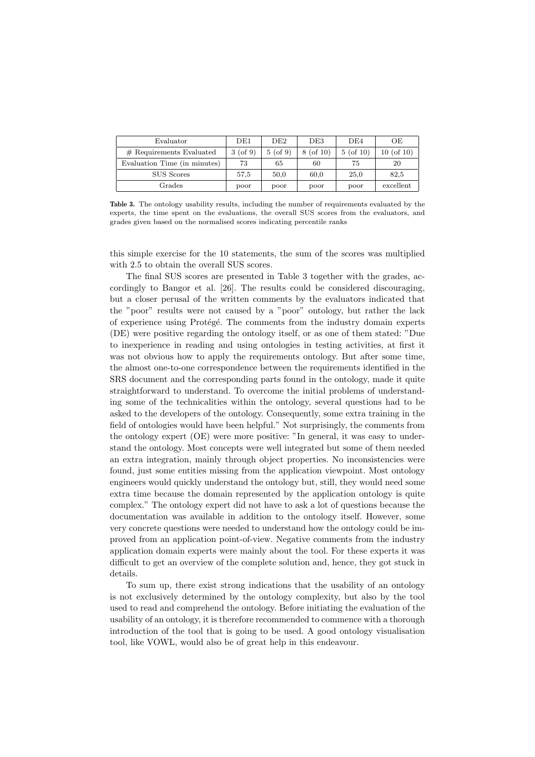| Evaluator | DE1 | DE2 | DE3 | DE4 | OE |
|---|---|---|---|---|---|
| # Requirements Evaluated | 3 (of 9) | 5 (of 9) | 8 (of 10) | 5 (of 10) | 10 (of 10) |
| Evaluation Time (in minutes) | 73 | 65 | 60 | 75 | 20 |
| SUS Scores | 57,5 | 50,0 | 60,0 | 25,0 | 82,5 |
| Grades | poor | poor | poor | poor | excellent |

**Table 3.** The ontology usability results, including the number of requirements evaluated by the experts, the time spent on the evaluations, the overall SUS scores from the evaluators, and grades given based on the normalised scores indicating percentile ranks

this simple exercise for the 10 statements, the sum of the scores was multiplied with 2.5 to obtain the overall SUS scores.

The final SUS scores are presented in Table 3 together with the grades, accordingly to Bangor et al. [26]. The results could be considered discouraging, but a closer perusal of the written comments by the evaluators indicated that the "poor" results were not caused by a "poor" ontology, but rather the lack of experience using Protégé. The comments from the industry domain experts (DE) were positive regarding the ontology itself, or as one of them stated: "Due to inexperience in reading and using ontologies in testing activities, at first it was not obvious how to apply the requirements ontology. But after some time, the almost one-to-one correspondence between the requirements identified in the SRS document and the corresponding parts found in the ontology, made it quite straightforward to understand. To overcome the initial problems of understanding some of the technicalities within the ontology, several questions had to be asked to the developers of the ontology. Consequently, some extra training in the field of ontologies would have been helpful." Not surprisingly, the comments from the ontology expert (OE) were more positive: "In general, it was easy to understand the ontology. Most concepts were well integrated but some of them needed an extra integration, mainly through object properties. No inconsistencies were found, just some entities missing from the application viewpoint. Most ontology engineers would quickly understand the ontology but, still, they would need some extra time because the domain represented by the application ontology is quite complex." The ontology expert did not have to ask a lot of questions because the documentation was available in addition to the ontology itself. However, some very concrete questions were needed to understand how the ontology could be improved from an application point-of-view. Negative comments from the industry application domain experts were mainly about the tool. For these experts it was difficult to get an overview of the complete solution and, hence, they got stuck in details.

To sum up, there exist strong indications that the usability of an ontology is not exclusively determined by the ontology complexity, but also by the tool used to read and comprehend the ontology. Before initiating the evaluation of the usability of an ontology, it is therefore recommended to commence with a thorough introduction of the tool that is going to be used. A good ontology visualisation tool, like VOWL, would also be of great help in this endeavour.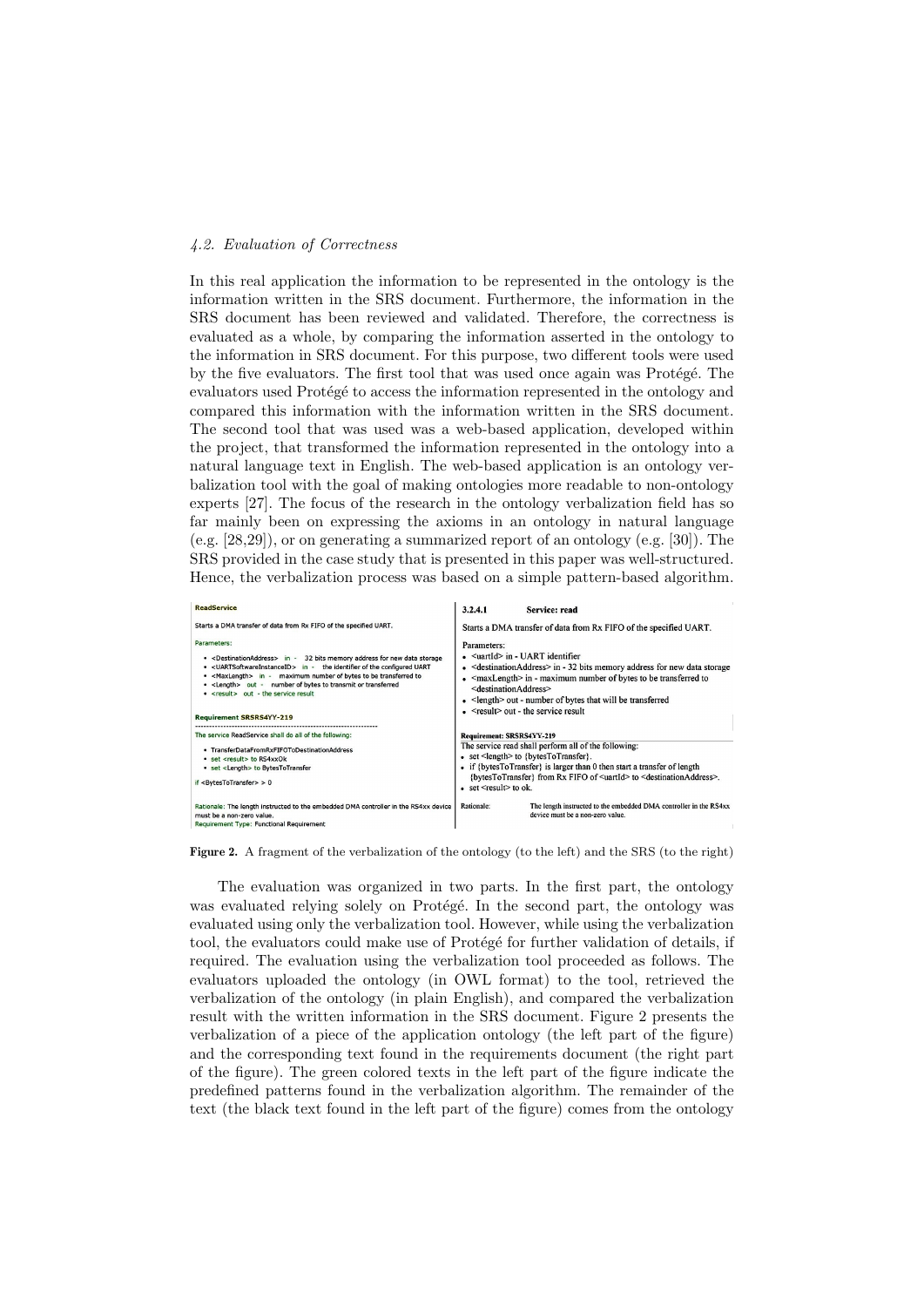*4.2. Evaluation of Correctness*

In this real application the information to be represented in the ontology is the information written in the SRS document. Furthermore, the information in the SRS document has been reviewed and validated. Therefore, the correctness is evaluated as a whole, by comparing the information asserted in the ontology to the information in SRS document. For this purpose, two different tools were used by the five evaluators. The first tool that was used once again was Protégé. The evaluators used Protégé to access the information represented in the ontology and compared this information with the information written in the SRS document. The second tool that was used was a web-based application, developed within the project, that transformed the information represented in the ontology into a natural language text in English. The web-based application is an ontology verbalization tool with the goal of making ontologies more readable to non-ontology experts [27]. The focus of the research in the ontology verbalization field has so far mainly been on expressing the axioms in an ontology in natural language (e.g. [28,29]), or on generating a summarized report of an ontology (e.g. [30]). The SRS provided in the case study that is presented in this paper was well-structured. Hence, the verbalization process was based on a simple pattern-based algorithm.

| **ReadService** | **3.2.4.1 Service: read** |
|---|---|
| Starts a DMA transfer of data from Rx FIFO of the specified UART. | Starts a DMA transfer of data from Rx FIFO of the specified UART. |
| Parameters:<br>• <DestinationAddress> in - 32 bits memory address for new data storage<br>• <UARTSoftwareInstanceID> in - the identifier of the configured UART<br>• <MaxLength> in - maximum number of bytes to be transferred to<br>• <Length> out - number of bytes to transmit or transferred<br>• <result> out - the service result | Parameters:<br>• <uartId> in - UART identifier<br>• <destinationAddress> in - 32 bits memory address for new data storage<br>• <maxLength> in - maximum number of bytes to be transferred to <destinationAddress><br>• <length> out - number of bytes that will be transferred<br>• <result> out - the service result |
| **Requirement SRSRS4YY-219** | **Requirement: SRSRS4YY-219** |
| The service ReadService shall do all of the following:<br>• TransferDataFromRxFIFOToDestinationAddress<br>• set <result> to RS4xxOk<br>• set <Length> to BytesToTransfer<br>if <BytesToTransfer> > 0 | The service read shall perform all of the following:<br>• set <length> to {bytesToTransfer}.<br>• if {bytesToTransfer} is larger than 0 then start a transfer of length {bytesToTransfer} from Rx FIFO of <uartId> to <destinationAddress>.<br>• set <result> to ok. |
| Rationale: The length instructed to the embedded DMA controller in the RS4xx device must be a non-zero value.<br>Requirement Type: Functional Requirement | Rationale: The length instructed to the embedded DMA controller in the RS4xx device must be a non-zero value. |

**Figure 2.** A fragment of the verbalization of the ontology (to the left) and the SRS (to the right)

The evaluation was organized in two parts. In the first part, the ontology was evaluated relying solely on Protégé. In the second part, the ontology was evaluated using only the verbalization tool. However, while using the verbalization tool, the evaluators could make use of Protégé for further validation of details, if required. The evaluation using the verbalization tool proceeded as follows. The evaluators uploaded the ontology (in OWL format) to the tool, retrieved the verbalization of the ontology (in plain English), and compared the verbalization result with the written information in the SRS document. Figure 2 presents the verbalization of a piece of the application ontology (the left part of the figure) and the corresponding text found in the requirements document (the right part of the figure). The green colored texts in the left part of the figure indicate the predefined patterns found in the verbalization algorithm. The remainder of the text (the black text found in the left part of the figure) comes from the ontology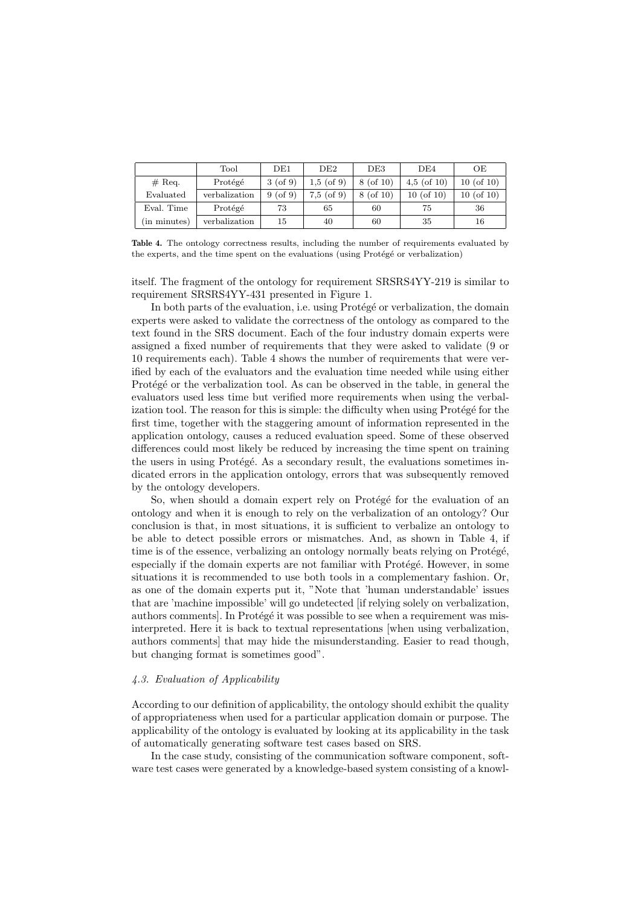|  | Tool | DE1 | DE2 | DE3 | DE4 | OE |
| --- | --- | --- | --- | --- | --- | --- |
| # Req. | Protégé | 3 (of 9) | 1,5 (of 9) | 8 (of 10) | 4,5 (of 10) | 10 (of 10) |
| Evaluated | verbalization | 9 (of 9) | 7,5 (of 9) | 8 (of 10) | 10 (of 10) | 10 (of 10) |
| Eval. Time | Protégé | 73 | 65 | 60 | 75 | 36 |
| (in minutes) | verbalization | 15 | 40 | 60 | 35 | 16 |

**Table 4.** The ontology correctness results, including the number of requirements evaluated by the experts, and the time spent on the evaluations (using Protégé or verbalization)

itself. The fragment of the ontology for requirement SRSRS4YY-219 is similar to requirement SRSRS4YY-431 presented in Figure 1.

In both parts of the evaluation, i.e. using Protégé or verbalization, the domain experts were asked to validate the correctness of the ontology as compared to the text found in the SRS document. Each of the four industry domain experts were assigned a fixed number of requirements that they were asked to validate (9 or 10 requirements each). Table 4 shows the number of requirements that were verified by each of the evaluators and the evaluation time needed while using either Protégé or the verbalization tool. As can be observed in the table, in general the evaluators used less time but verified more requirements when using the verbalization tool. The reason for this is simple: the difficulty when using Protégé for the first time, together with the staggering amount of information represented in the application ontology, causes a reduced evaluation speed. Some of these observed differences could most likely be reduced by increasing the time spent on training the users in using Protégé. As a secondary result, the evaluations sometimes indicated errors in the application ontology, errors that was subsequently removed by the ontology developers.

So, when should a domain expert rely on Protégé for the evaluation of an ontology and when it is enough to rely on the verbalization of an ontology? Our conclusion is that, in most situations, it is sufficient to verbalize an ontology to be able to detect possible errors or mismatches. And, as shown in Table 4, if time is of the essence, verbalizing an ontology normally beats relying on Protégé, especially if the domain experts are not familiar with Protégé. However, in some situations it is recommended to use both tools in a complementary fashion. Or, as one of the domain experts put it, "Note that 'human understandable' issues that are 'machine impossible' will go undetected [if relying solely on verbalization, authors comments]. In Protégé it was possible to see when a requirement was misinterpreted. Here it is back to textual representations [when using verbalization, authors comments] that may hide the misunderstanding. Easier to read though, but changing format is sometimes good".

### *4.3. Evaluation of Applicability*

According to our definition of applicability, the ontology should exhibit the quality of appropriateness when used for a particular application domain or purpose. The applicability of the ontology is evaluated by looking at its applicability in the task of automatically generating software test cases based on SRS.

In the case study, consisting of the communication software component, software test cases were generated by a knowledge-based system consisting of a knowl-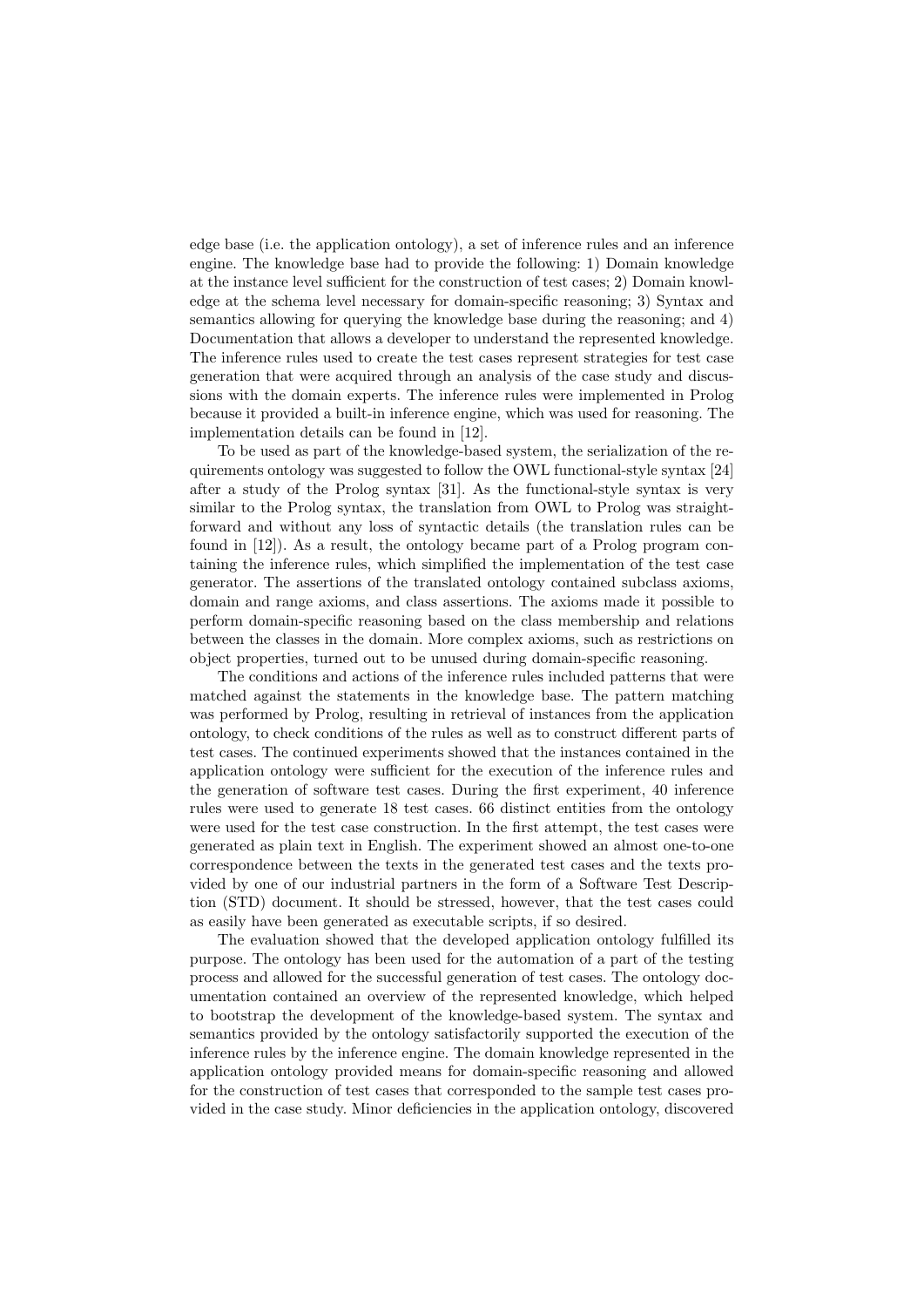edge base (i.e. the application ontology), a set of inference rules and an inference engine. The knowledge base had to provide the following: 1) Domain knowledge at the instance level sufficient for the construction of test cases; 2) Domain knowledge at the schema level necessary for domain-specific reasoning; 3) Syntax and semantics allowing for querying the knowledge base during the reasoning; and 4) Documentation that allows a developer to understand the represented knowledge. The inference rules used to create the test cases represent strategies for test case generation that were acquired through an analysis of the case study and discussions with the domain experts. The inference rules were implemented in Prolog because it provided a built-in inference engine, which was used for reasoning. The implementation details can be found in [12].

To be used as part of the knowledge-based system, the serialization of the requirements ontology was suggested to follow the OWL functional-style syntax [24] after a study of the Prolog syntax [31]. As the functional-style syntax is very similar to the Prolog syntax, the translation from OWL to Prolog was straightforward and without any loss of syntactic details (the translation rules can be found in [12]). As a result, the ontology became part of a Prolog program containing the inference rules, which simplified the implementation of the test case generator. The assertions of the translated ontology contained subclass axioms, domain and range axioms, and class assertions. The axioms made it possible to perform domain-specific reasoning based on the class membership and relations between the classes in the domain. More complex axioms, such as restrictions on object properties, turned out to be unused during domain-specific reasoning.

The conditions and actions of the inference rules included patterns that were matched against the statements in the knowledge base. The pattern matching was performed by Prolog, resulting in retrieval of instances from the application ontology, to check conditions of the rules as well as to construct different parts of test cases. The continued experiments showed that the instances contained in the application ontology were sufficient for the execution of the inference rules and the generation of software test cases. During the first experiment, 40 inference rules were used to generate 18 test cases. 66 distinct entities from the ontology were used for the test case construction. In the first attempt, the test cases were generated as plain text in English. The experiment showed an almost one-to-one correspondence between the texts in the generated test cases and the texts provided by one of our industrial partners in the form of a Software Test Description (STD) document. It should be stressed, however, that the test cases could as easily have been generated as executable scripts, if so desired.

The evaluation showed that the developed application ontology fulfilled its purpose. The ontology has been used for the automation of a part of the testing process and allowed for the successful generation of test cases. The ontology documentation contained an overview of the represented knowledge, which helped to bootstrap the development of the knowledge-based system. The syntax and semantics provided by the ontology satisfactorily supported the execution of the inference rules by the inference engine. The domain knowledge represented in the application ontology provided means for domain-specific reasoning and allowed for the construction of test cases that corresponded to the sample test cases provided in the case study. Minor deficiencies in the application ontology, discovered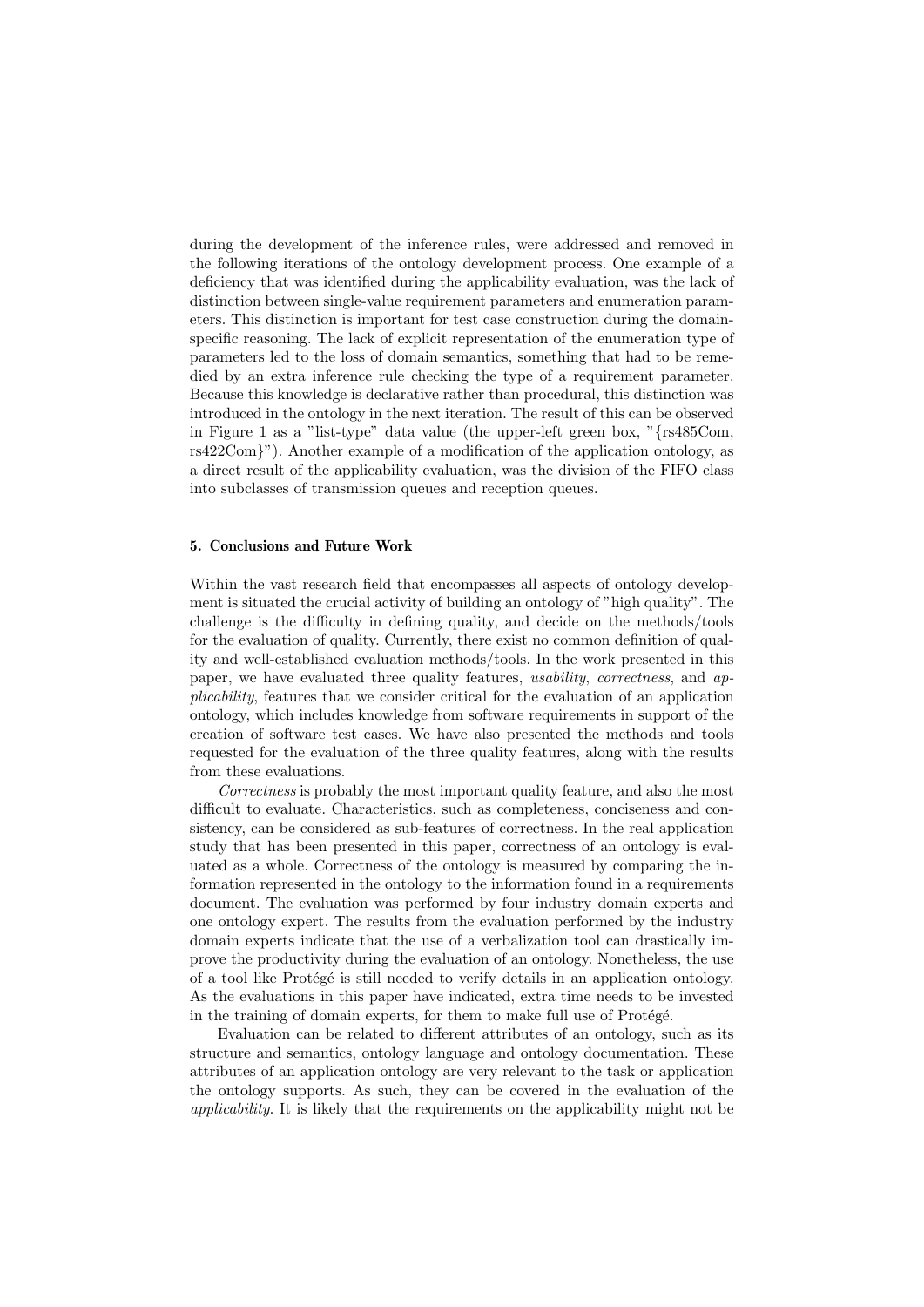during the development of the inference rules, were addressed and removed in the following iterations of the ontology development process. One example of a deficiency that was identified during the applicability evaluation, was the lack of distinction between single-value requirement parameters and enumeration parameters. This distinction is important for test case construction during the domain-specific reasoning. The lack of explicit representation of the enumeration type of parameters led to the loss of domain semantics, something that had to be remedied by an extra inference rule checking the type of a requirement parameter. Because this knowledge is declarative rather than procedural, this distinction was introduced in the ontology in the next iteration. The result of this can be observed in Figure 1 as a "list-type" data value (the upper-left green box, "{rs485Com, rs422Com}"). Another example of a modification of the application ontology, as a direct result of the applicability evaluation, was the division of the FIFO class into subclasses of transmission queues and reception queues.

## 5. Conclusions and Future Work

Within the vast research field that encompasses all aspects of ontology development is situated the crucial activity of building an ontology of "high quality". The challenge is the difficulty in defining quality, and decide on the methods/tools for the evaluation of quality. Currently, there exist no common definition of quality and well-established evaluation methods/tools. In the work presented in this paper, we have evaluated three quality features, *usability*, *correctness*, and *applicability*, features that we consider critical for the evaluation of an application ontology, which includes knowledge from software requirements in support of the creation of software test cases. We have also presented the methods and tools requested for the evaluation of the three quality features, along with the results from these evaluations.

*Correctness* is probably the most important quality feature, and also the most difficult to evaluate. Characteristics, such as completeness, conciseness and consistency, can be considered as sub-features of correctness. In the real application study that has been presented in this paper, correctness of an ontology is evaluated as a whole. Correctness of the ontology is measured by comparing the information represented in the ontology to the information found in a requirements document. The evaluation was performed by four industry domain experts and one ontology expert. The results from the evaluation performed by the industry domain experts indicate that the use of a verbalization tool can drastically improve the productivity during the evaluation of an ontology. Nonetheless, the use of a tool like Protégé is still needed to verify details in an application ontology. As the evaluations in this paper have indicated, extra time needs to be invested in the training of domain experts, for them to make full use of Protégé.

Evaluation can be related to different attributes of an ontology, such as its structure and semantics, ontology language and ontology documentation. These attributes of an application ontology are very relevant to the task or application the ontology supports. As such, they can be covered in the evaluation of the *applicability*. It is likely that the requirements on the applicability might not be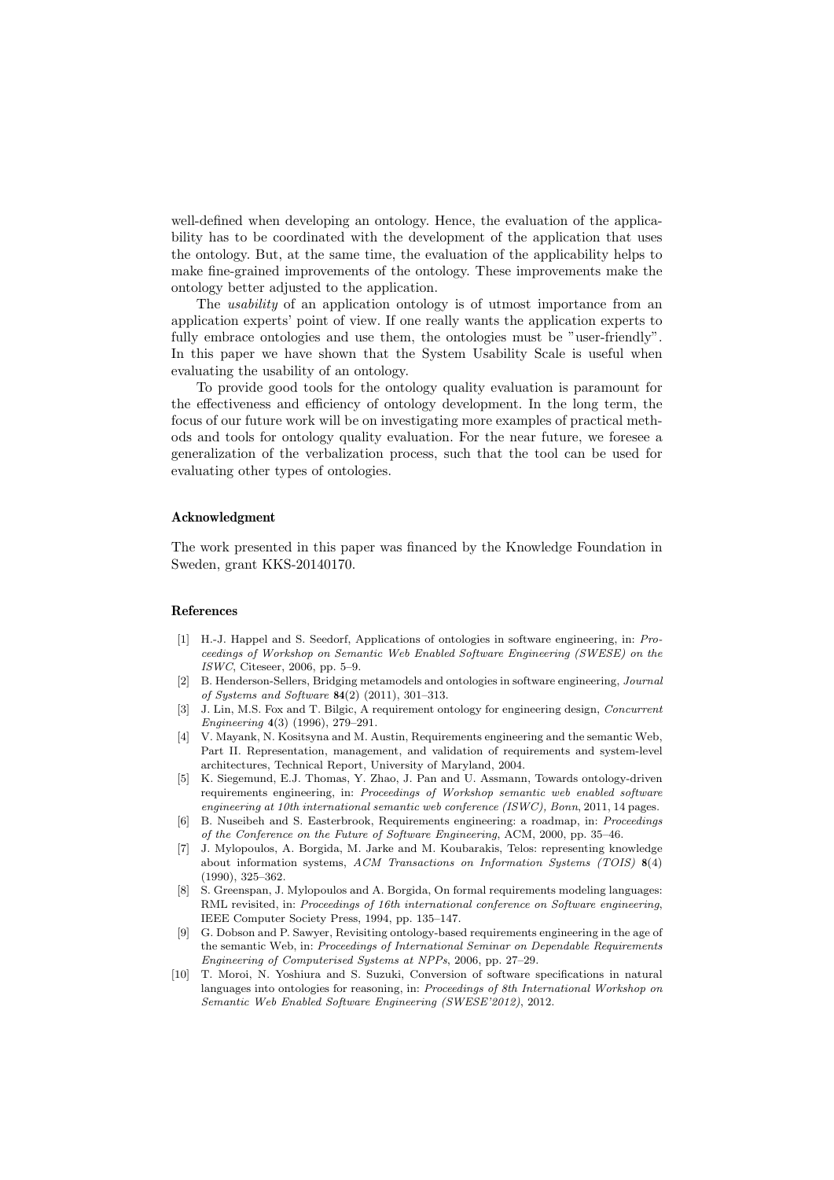well-defined when developing an ontology. Hence, the evaluation of the applicability has to be coordinated with the development of the application that uses the ontology. But, at the same time, the evaluation of the applicability helps to make fine-grained improvements of the ontology. These improvements make the ontology better adjusted to the application.

The *usability* of an application ontology is of utmost importance from an application experts' point of view. If one really wants the application experts to fully embrace ontologies and use them, the ontologies must be "user-friendly". In this paper we have shown that the System Usability Scale is useful when evaluating the usability of an ontology.

To provide good tools for the ontology quality evaluation is paramount for the effectiveness and efficiency of ontology development. In the long term, the focus of our future work will be on investigating more examples of practical methods and tools for ontology quality evaluation. For the near future, we foresee a generalization of the verbalization process, such that the tool can be used for evaluating other types of ontologies.

### Acknowledgment

The work presented in this paper was financed by the Knowledge Foundation in Sweden, grant KKS-20140170.

### References

[1] H.-J. Happel and S. Seedorf, Applications of ontologies in software engineering, in: *Proceedings of Workshop on Semantic Web Enabled Software Engineering (SWESE) on the ISWC*, Citeseer, 2006, pp. 5–9.

[2] B. Henderson-Sellers, Bridging metamodels and ontologies in software engineering, *Journal of Systems and Software* **84**(2) (2011), 301–313.

[3] J. Lin, M.S. Fox and T. Bilgic, A requirement ontology for engineering design, *Concurrent Engineering* **4**(3) (1996), 279–291.

[4] V. Mayank, N. Kositsyna and M. Austin, Requirements engineering and the semantic Web, Part II. Representation, management, and validation of requirements and system-level architectures, Technical Report, University of Maryland, 2004.

[5] K. Siegemund, E.J. Thomas, Y. Zhao, J. Pan and U. Assmann, Towards ontology-driven requirements engineering, in: *Proceedings of Workshop semantic web enabled software engineering at 10th international semantic web conference (ISWC), Bonn*, 2011, 14 pages.

[6] B. Nuseibeh and S. Easterbrook, Requirements engineering: a roadmap, in: *Proceedings of the Conference on the Future of Software Engineering*, ACM, 2000, pp. 35–46.

[7] J. Mylopoulos, A. Borgida, M. Jarke and M. Koubarakis, Telos: representing knowledge about information systems, *ACM Transactions on Information Systems (TOIS)* **8**(4) (1990), 325–362.

[8] S. Greenspan, J. Mylopoulos and A. Borgida, On formal requirements modeling languages: RML revisited, in: *Proceedings of 16th international conference on Software engineering*, IEEE Computer Society Press, 1994, pp. 135–147.

[9] G. Dobson and P. Sawyer, Revisiting ontology-based requirements engineering in the age of the semantic Web, in: *Proceedings of International Seminar on Dependable Requirements Engineering of Computerised Systems at NPPs*, 2006, pp. 27–29.

[10] T. Moroi, N. Yoshiura and S. Suzuki, Conversion of software specifications in natural languages into ontologies for reasoning, in: *Proceedings of 8th International Workshop on Semantic Web Enabled Software Engineering (SWESE'2012)*, 2012.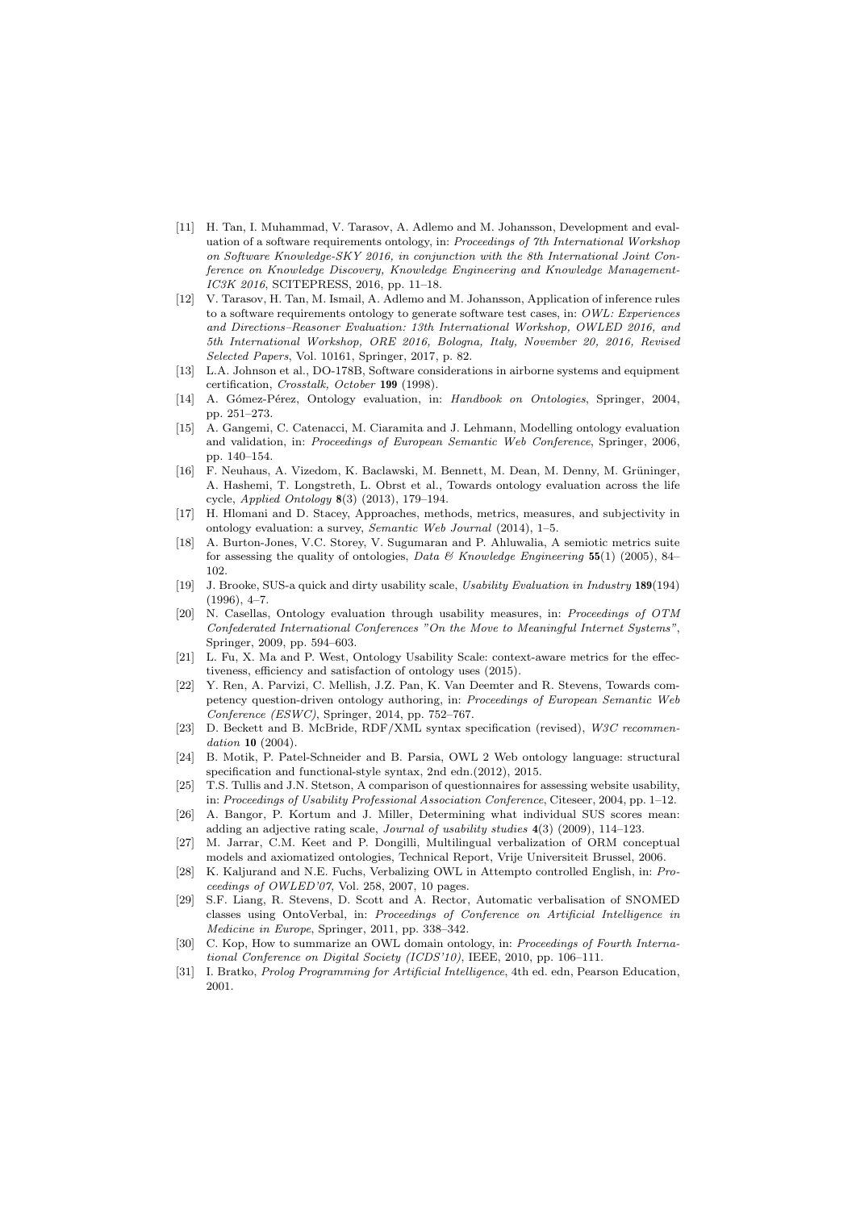- [11] H. Tan, I. Muhammad, V. Tarasov, A. Adlemo and M. Johansson, Development and evaluation of a software requirements ontology, in: *Proceedings of 7th International Workshop on Software Knowledge-SKY 2016, in conjunction with the 8th International Joint Conference on Knowledge Discovery, Knowledge Engineering and Knowledge Management-IC3K 2016*, SCITEPRESS, 2016, pp. 11–18.
- [12] V. Tarasov, H. Tan, M. Ismail, A. Adlemo and M. Johansson, Application of inference rules to a software requirements ontology to generate software test cases, in: *OWL: Experiences and Directions–Reasoner Evaluation: 13th International Workshop, OWLED 2016, and 5th International Workshop, ORE 2016, Bologna, Italy, November 20, 2016, Revised Selected Papers*, Vol. 10161, Springer, 2017, p. 82.
- [13] L.A. Johnson et al., DO-178B, Software considerations in airborne systems and equipment certification, *Crosstalk, October* **199** (1998).
- [14] A. Gómez-Pérez, Ontology evaluation, in: *Handbook on Ontologies*, Springer, 2004, pp. 251–273.
- [15] A. Gangemi, C. Catenacci, M. Ciaramita and J. Lehmann, Modelling ontology evaluation and validation, in: *Proceedings of European Semantic Web Conference*, Springer, 2006, pp. 140–154.
- [16] F. Neuhaus, A. Vizedom, K. Baclawski, M. Bennett, M. Dean, M. Denny, M. Grüninger, A. Hashemi, T. Longstreth, L. Obrst et al., Towards ontology evaluation across the life cycle, *Applied Ontology* **8**(3) (2013), 179–194.
- [17] H. Hlomani and D. Stacey, Approaches, methods, metrics, measures, and subjectivity in ontology evaluation: a survey, *Semantic Web Journal* (2014), 1–5.
- [18] A. Burton-Jones, V.C. Storey, V. Sugumaran and P. Ahluwalia, A semiotic metrics suite for assessing the quality of ontologies, *Data & Knowledge Engineering* **55**(1) (2005), 84–102.
- [19] J. Brooke, SUS-a quick and dirty usability scale, *Usability Evaluation in Industry* **189**(194) (1996), 4–7.
- [20] N. Casellas, Ontology evaluation through usability measures, in: *Proceedings of OTM Confederated International Conferences "On the Move to Meaningful Internet Systems"*, Springer, 2009, pp. 594–603.
- [21] L. Fu, X. Ma and P. West, Ontology Usability Scale: context-aware metrics for the effectiveness, efficiency and satisfaction of ontology uses (2015).
- [22] Y. Ren, A. Parvizi, C. Mellish, J.Z. Pan, K. Van Deemter and R. Stevens, Towards competency question-driven ontology authoring, in: *Proceedings of European Semantic Web Conference (ESWC)*, Springer, 2014, pp. 752–767.
- [23] D. Beckett and B. McBride, RDF/XML syntax specification (revised), *W3C recommendation* **10** (2004).
- [24] B. Motik, P. Patel-Schneider and B. Parsia, OWL 2 Web ontology language: structural specification and functional-style syntax, 2nd edn.(2012), 2015.
- [25] T.S. Tullis and J.N. Stetson, A comparison of questionnaires for assessing website usability, in: *Proceedings of Usability Professional Association Conference*, Citeseer, 2004, pp. 1–12.
- [26] A. Bangor, P. Kortum and J. Miller, Determining what individual SUS scores mean: adding an adjective rating scale, *Journal of usability studies* **4**(3) (2009), 114–123.
- [27] M. Jarrar, C.M. Keet and P. Dongilli, Multilingual verbalization of ORM conceptual models and axiomatized ontologies, Technical Report, Vrije Universiteit Brussel, 2006.
- [28] K. Kaljurand and N.E. Fuchs, Verbalizing OWL in Attempto controlled English, in: *Proceedings of OWLED'07*, Vol. 258, 2007, 10 pages.
- [29] S.F. Liang, R. Stevens, D. Scott and A. Rector, Automatic verbalisation of SNOMED classes using OntoVerbal, in: *Proceedings of Conference on Artificial Intelligence in Medicine in Europe*, Springer, 2011, pp. 338–342.
- [30] C. Kop, How to summarize an OWL domain ontology, in: *Proceedings of Fourth International Conference on Digital Society (ICDS'10)*, IEEE, 2010, pp. 106–111.
- [31] I. Bratko, *Prolog Programming for Artificial Intelligence*, 4th ed. edn, Pearson Education, 2001.